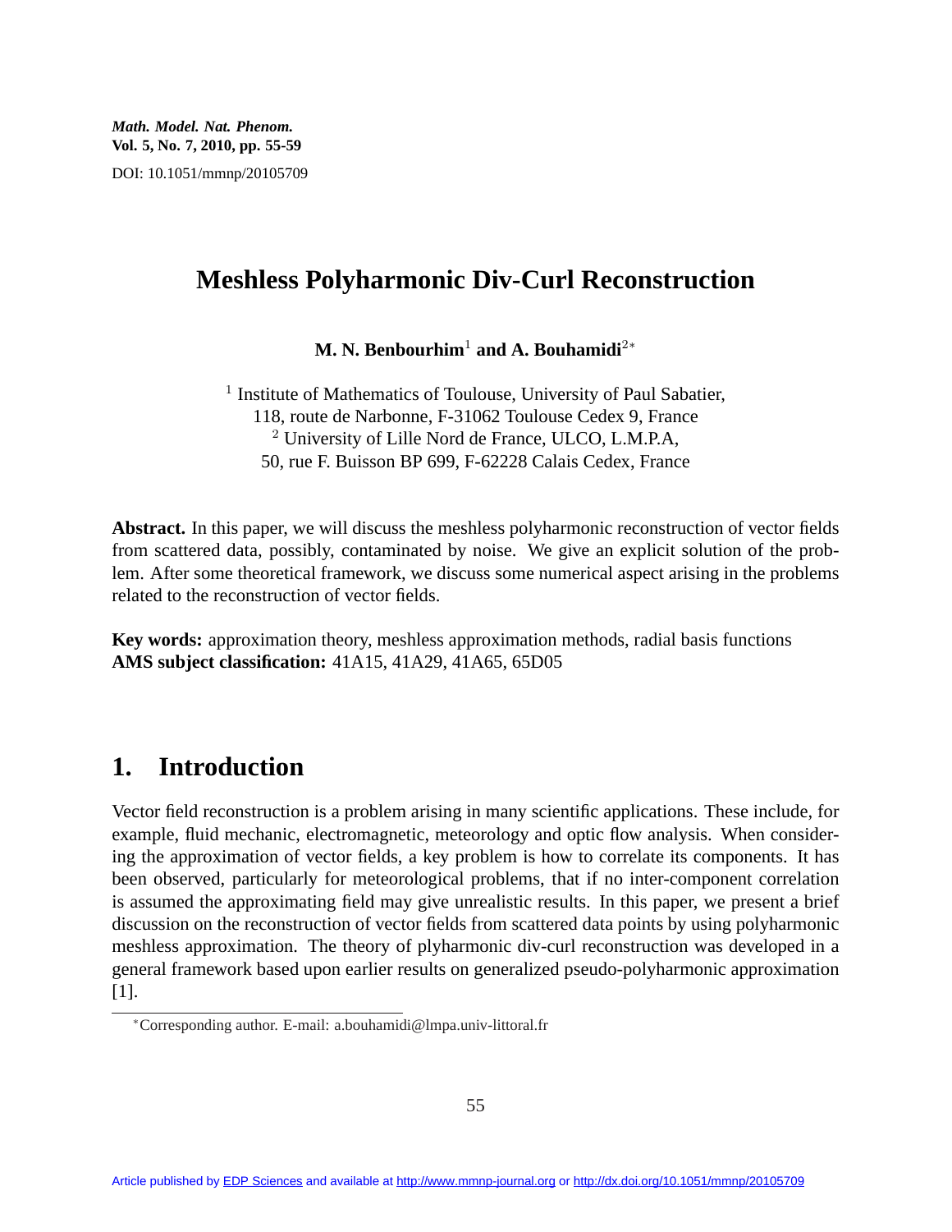*Math. Model. Nat. Phenom.*
**Vol. 5, No. 7, 2010, pp. 55-59**
DOI: 10.1051/mmnp/20105709

# Meshless Polyharmonic Div-Curl Reconstruction

**M. N. Benbourhim[1] and A. Bouhamidi[2*]**

[1] Institute of Mathematics of Toulouse, University of Paul Sabatier,
118, route de Narbonne, F-31062 Toulouse Cedex 9, France
[2] University of Lille Nord de France, ULCO, L.M.P.A,
50, rue F. Buisson BP 699, F-62228 Calais Cedex, France

**Abstract.** In this paper, we will discuss the meshless polyharmonic reconstruction of vector fields from scattered data, possibly, contaminated by noise. We give an explicit solution of the problem. After some theoretical framework, we discuss some numerical aspect arising in the problems related to the reconstruction of vector fields.

**Key words:** approximation theory, meshless approximation methods, radial basis functions
**AMS subject classification:** 41A15, 41A29, 41A65, 65D05

## 1. Introduction

Vector field reconstruction is a problem arising in many scientific applications. These include, for example, fluid mechanic, electromagnetic, meteorology and optic flow analysis. When considering the approximation of vector fields, a key problem is how to correlate its components. It has been observed, particularly for meteorological problems, that if no inter-component correlation is assumed the approximating field may give unrealistic results. In this paper, we present a brief discussion on the reconstruction of vector fields from scattered data points by using polyharmonic meshless approximation. The theory of plyharmonic div-curl reconstruction was developed in a general framework based upon earlier results on generalized pseudo-polyharmonic approximation [1].

*Corresponding author. E-mail: a.bouhamidi@lmpa.univ-littoral.fr

Article published by EDP Sciences and available at http://www.mmnp-journal.org or http://dx.doi.org/10.1051/mmnp/20105709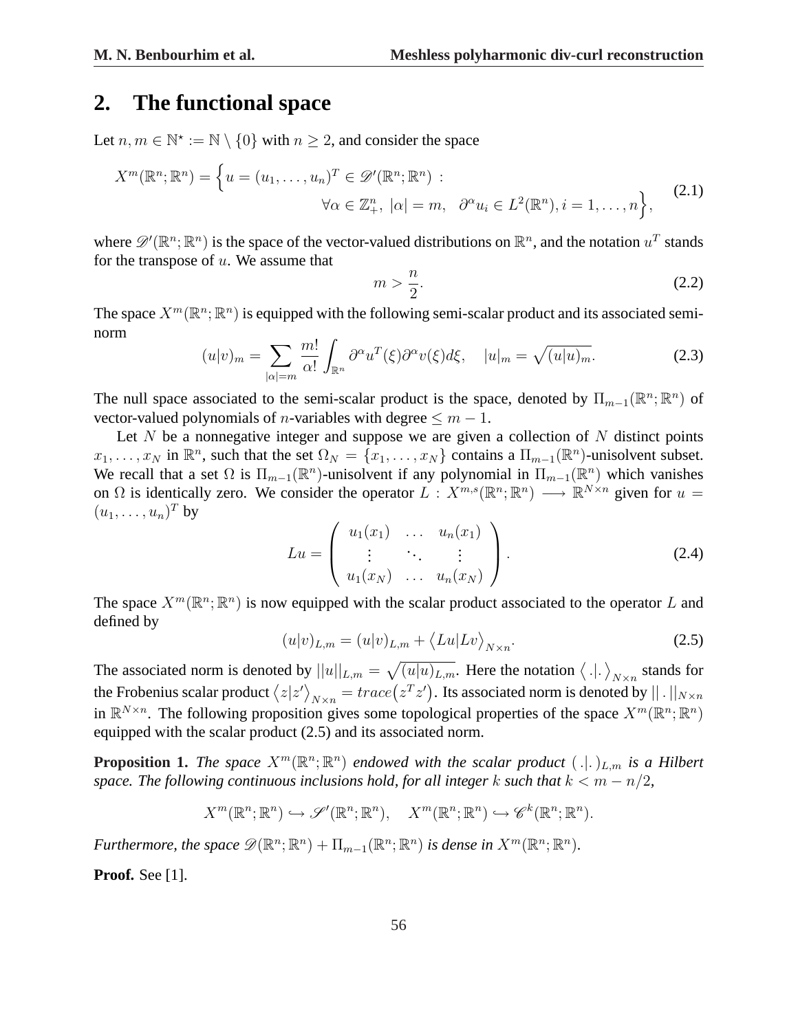## 2. The functional space

Let $n, m \in \mathbb{N}^\star := \mathbb{N} \setminus \{0\}$ with $n \geq 2$, and consider the space

$$X^m(\mathbb{R}^n;\mathbb{R}^n) = \Big\{ u = (u_1, \ldots, u_n)^T \in \mathscr{D}'(\mathbb{R}^n;\mathbb{R}^n) \; : \\ \forall \alpha \in \mathbb{Z}_+^n, \; |\alpha| = m, \quad \partial^\alpha u_i \in L^2(\mathbb{R}^n), i = 1, \ldots, n \Big\}, \tag{2.1}$$

where $\mathscr{D}'(\mathbb{R}^n;\mathbb{R}^n)$ is the space of the vector-valued distributions on $\mathbb{R}^n$, and the notation $u^T$ stands for the transpose of $u$. We assume that

$$m > \frac{n}{2}. \tag{2.2}$$

The space $X^m(\mathbb{R}^n;\mathbb{R}^n)$ is equipped with the following semi-scalar product and its associated semi-norm

$$(u|v)_m = \sum_{|\alpha|=m} \frac{m!}{\alpha!} \int_{\mathbb{R}^n} \partial^\alpha u^T(\xi) \partial^\alpha v(\xi) d\xi, \quad |u|_m = \sqrt{(u|u)_m}. \tag{2.3}$$

The null space associated to the semi-scalar product is the space, denoted by $\Pi_{m-1}(\mathbb{R}^n;\mathbb{R}^n)$ of vector-valued polynomials of $n$-variables with degree $\leq m-1$.

Let $N$ be a nonnegative integer and suppose we are given a collection of $N$ distinct points $x_1, \ldots, x_N$ in $\mathbb{R}^n$, such that the set $\Omega_N = \{x_1, \ldots, x_N\}$ contains a $\Pi_{m-1}(\mathbb{R}^n)$-unisolvent subset. We recall that a set $\Omega$ is $\Pi_{m-1}(\mathbb{R}^n)$-unisolvent if any polynomial in $\Pi_{m-1}(\mathbb{R}^n)$ which vanishes on $\Omega$ is identically zero. We consider the operator $L : X^{m,s}(\mathbb{R}^n;\mathbb{R}^n) \longrightarrow \mathbb{R}^{N\times n}$ given for $u = (u_1, \ldots, u_n)^T$ by

$$Lu = \begin{pmatrix} u_1(x_1) & \ldots & u_n(x_1) \\ \vdots & \ddots & \vdots \\ u_1(x_N) & \ldots & u_n(x_N) \end{pmatrix}. \tag{2.4}$$

The space $X^m(\mathbb{R}^n;\mathbb{R}^n)$ is now equipped with the scalar product associated to the operator $L$ and defined by

$$(u|v)_{L,m} = (u|v)_{L,m} + \big\langle Lu | Lv \big\rangle_{N\times n}. \tag{2.5}$$

The associated norm is denoted by $||u||_{L,m} = \sqrt{(u|u)_{L,m}}$. Here the notation $\big\langle \, . | . \, \big\rangle_{N\times n}$ stands for the Frobenius scalar product $\big\langle z | z' \big\rangle_{N\times n} = trace\big(z^T z'\big)$. Its associated norm is denoted by $||\,.\,||_{N\times n}$ in $\mathbb{R}^{N\times n}$. The following proposition gives some topological properties of the space $X^m(\mathbb{R}^n;\mathbb{R}^n)$ equipped with the scalar product (2.5) and its associated norm.

**Proposition 1.** *The space $X^m(\mathbb{R}^n;\mathbb{R}^n)$ endowed with the scalar product $(\,.|.\,)_{L,m}$ is a Hilbert space. The following continuous inclusions hold, for all integer $k$ such that $k < m - n/2$,*

$$X^m(\mathbb{R}^n;\mathbb{R}^n) \hookrightarrow \mathscr{S}'(\mathbb{R}^n;\mathbb{R}^n), \quad X^m(\mathbb{R}^n;\mathbb{R}^n) \hookrightarrow \mathscr{C}^k(\mathbb{R}^n;\mathbb{R}^n).$$

*Furthermore, the space $\mathscr{D}(\mathbb{R}^n;\mathbb{R}^n) + \Pi_{m-1}(\mathbb{R}^n;\mathbb{R}^n)$ is dense in $X^m(\mathbb{R}^n;\mathbb{R}^n)$.*

**Proof.** See [1].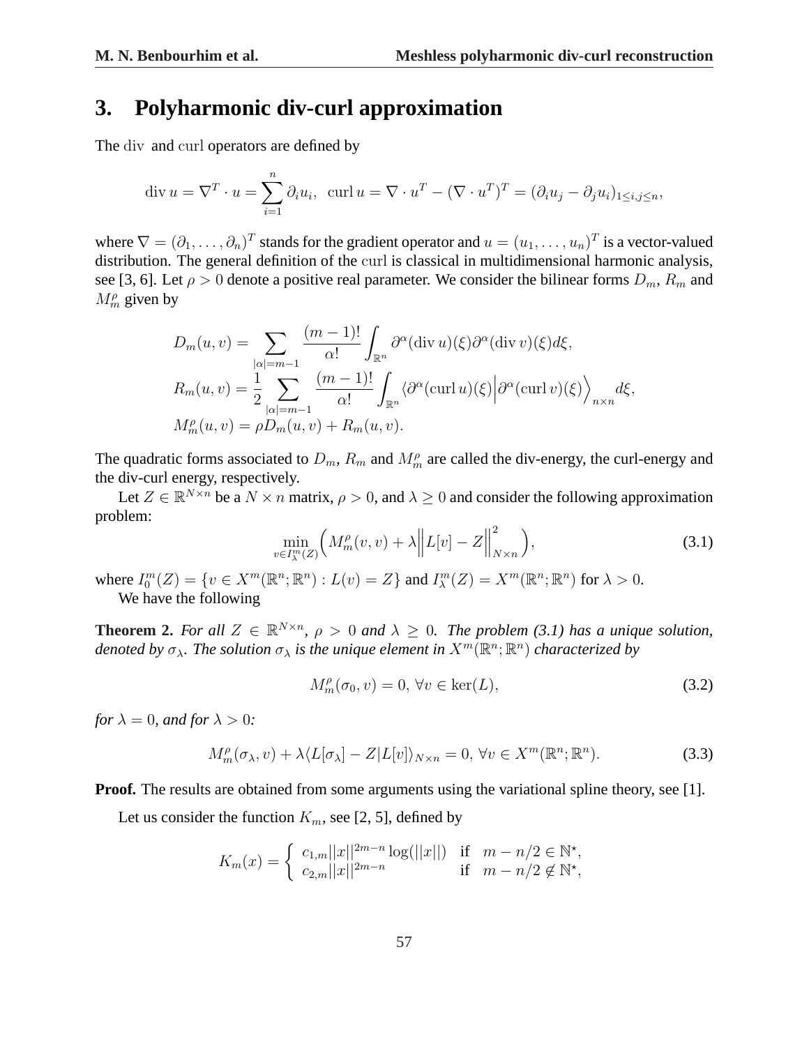## 3. Polyharmonic div-curl approximation

The div and curl operators are defined by

$$\operatorname{div} u = \nabla^T \cdot u = \sum_{i=1}^{n} \partial_i u_i, \quad \operatorname{curl} u = \nabla \cdot u^T - (\nabla \cdot u^T)^T = (\partial_i u_j - \partial_j u_i)_{1 \le i,j \le n},$$

where $\nabla = (\partial_1, \ldots, \partial_n)^T$ stands for the gradient operator and $u = (u_1, \ldots, u_n)^T$ is a vector-valued distribution. The general definition of the curl is classical in multidimensional harmonic analysis, see [3, 6]. Let $\rho > 0$ denote a positive real parameter. We consider the bilinear forms $D_m$, $R_m$ and $M_m^\rho$ given by

$$\begin{aligned}
D_m(u,v) &= \sum_{|\alpha|=m-1} \frac{(m-1)!}{\alpha!} \int_{\mathbb{R}^n} \partial^\alpha (\operatorname{div} u)(\xi) \partial^\alpha (\operatorname{div} v)(\xi) d\xi, \\
R_m(u,v) &= \frac{1}{2} \sum_{|\alpha|=m-1} \frac{(m-1)!}{\alpha!} \int_{\mathbb{R}^n} \left\langle \partial^\alpha (\operatorname{curl} u)(\xi) \middle| \partial^\alpha (\operatorname{curl} v)(\xi) \right\rangle_{n \times n} d\xi, \\
M_m^\rho(u,v) &= \rho D_m(u,v) + R_m(u,v).
\end{aligned}$$

The quadratic forms associated to $D_m$, $R_m$ and $M_m^\rho$ are called the div-energy, the curl-energy and the div-curl energy, respectively.

Let $Z \in \mathbb{R}^{N \times n}$ be a $N \times n$ matrix, $\rho > 0$, and $\lambda \ge 0$ and consider the following approximation problem:

$$\min_{v \in I_\lambda^m(Z)} \left( M_m^\rho(v,v) + \lambda \left\| L[v] - Z \right\|_{N \times n}^2 \right), \tag{3.1}$$

where $I_0^m(Z) = \{v \in X^m(\mathbb{R}^n; \mathbb{R}^n) : L(v) = Z\}$ and $I_\lambda^m(Z) = X^m(\mathbb{R}^n; \mathbb{R}^n)$ for $\lambda > 0$.

We have the following

**Theorem 2.** *For all $Z \in \mathbb{R}^{N \times n}$, $\rho > 0$ and $\lambda \ge 0$. The problem (3.1) has a unique solution, denoted by $\sigma_\lambda$. The solution $\sigma_\lambda$ is the unique element in $X^m(\mathbb{R}^n; \mathbb{R}^n)$ characterized by*

$$M_m^\rho(\sigma_0, v) = 0, \ \forall v \in \ker(L), \tag{3.2}$$

*for $\lambda = 0$, and for $\lambda > 0$:*

$$M_m^\rho(\sigma_\lambda, v) + \lambda \langle L[\sigma_\lambda] - Z | L[v] \rangle_{N \times n} = 0, \ \forall v \in X^m(\mathbb{R}^n; \mathbb{R}^n). \tag{3.3}$$

**Proof.** The results are obtained from some arguments using the variational spline theory, see [1].

Let us consider the function $K_m$, see [2, 5], defined by

$$K_m(x) = \begin{cases} c_{1,m} ||x||^{2m-n} \log(||x||) & \text{if} \quad m - n/2 \in \mathbb{N}^\star, \\ c_{2,m} ||x||^{2m-n} & \text{if} \quad m - n/2 \notin \mathbb{N}^\star, \end{cases}$$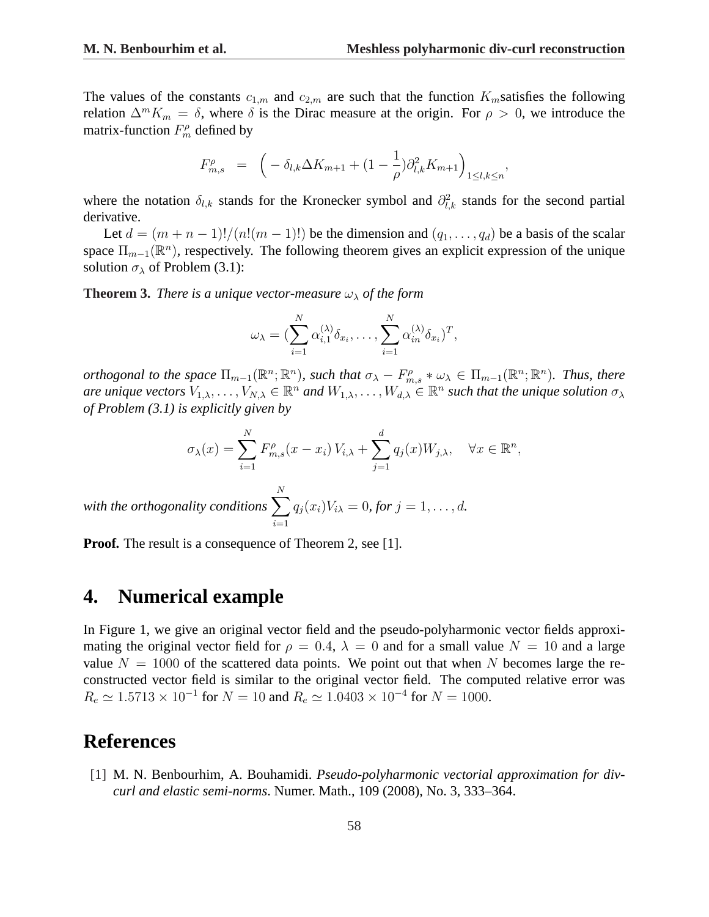The values of the constants $c_{1,m}$ and $c_{2,m}$ are such that the function $K_m$satisfies the following relation $\Delta^m K_m = \delta$, where $\delta$ is the Dirac measure at the origin. For $\rho > 0$, we introduce the matrix-function $F_m^\rho$ defined by

$$F_{m,s}^\rho \;=\; \Big( -\delta_{l,k}\Delta K_{m+1} + (1-\frac{1}{\rho})\partial_{l,k}^2 K_{m+1}\Big)_{1\le l,k\le n},$$

where the notation $\delta_{l,k}$ stands for the Kronecker symbol and $\partial_{l,k}^2$ stands for the second partial derivative.

Let $d = (m+n-1)!/(n!(m-1)!)$ be the dimension and $(q_1,\ldots,q_d)$ be a basis of the scalar space $\Pi_{m-1}(\mathbb{R}^n)$, respectively. The following theorem gives an explicit expression of the unique solution $\sigma_\lambda$ of Problem (3.1):

**Theorem 3.** *There is a unique vector-measure $\omega_\lambda$ of the form*

$$\omega_\lambda = (\sum_{i=1}^N \alpha_{i,1}^{(\lambda)}\delta_{x_i},\ldots,\sum_{i=1}^N \alpha_{in}^{(\lambda)}\delta_{x_i})^T,$$

*orthogonal to the space $\Pi_{m-1}(\mathbb{R}^n;\mathbb{R}^n)$, such that $\sigma_\lambda - F_{m,s}^\rho * \omega_\lambda \in \Pi_{m-1}(\mathbb{R}^n;\mathbb{R}^n)$. Thus, there are unique vectors $V_{1,\lambda},\ldots,V_{N,\lambda}\in\mathbb{R}^n$ and $W_{1,\lambda},\ldots,W_{d,\lambda}\in\mathbb{R}^n$ such that the unique solution $\sigma_\lambda$ of Problem (3.1) is explicitly given by*

$$\sigma_\lambda(x) = \sum_{i=1}^N F_{m,s}^\rho(x-x_i)\,V_{i,\lambda} + \sum_{j=1}^d q_j(x)W_{j,\lambda},\quad \forall x\in\mathbb{R}^n,$$

*with the orthogonality conditions* $\displaystyle\sum_{i=1}^N q_j(x_i)V_{i\lambda} = 0$*, for* $j = 1,\ldots,d$.

**Proof.** The result is a consequence of Theorem 2, see [1].

## 4. Numerical example

In Figure 1, we give an original vector field and the pseudo-polyharmonic vector fields approximating the original vector field for $\rho = 0.4$, $\lambda = 0$ and for a small value $N = 10$ and a large value $N = 1000$ of the scattered data points. We point out that when $N$ becomes large the reconstructed vector field is similar to the original vector field. The computed relative error was $R_e \simeq 1.5713\times10^{-1}$ for $N = 10$ and $R_e \simeq 1.0403\times10^{-4}$ for $N = 1000$.

## References

[1] M. N. Benbourhim, A. Bouhamidi. *Pseudo-polyharmonic vectorial approximation for div-curl and elastic semi-norms*. Numer. Math., 109 (2008), No. 3, 333–364.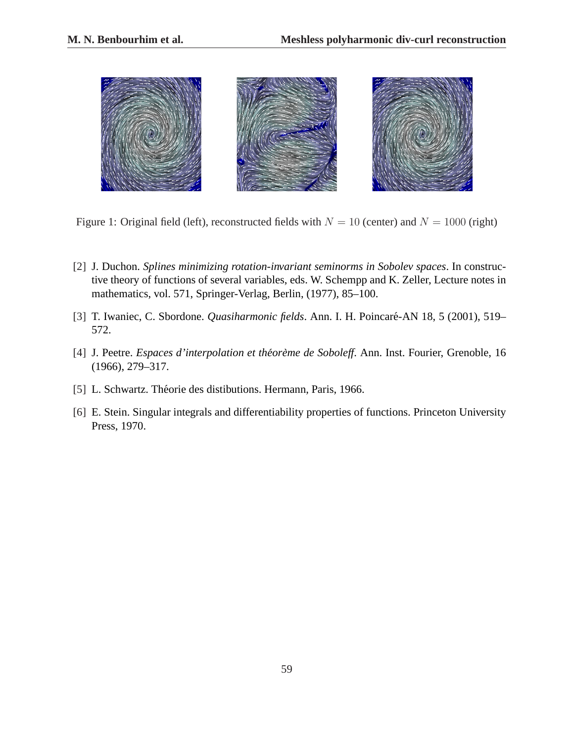Figure 1: Original field (left), reconstructed fields with $N = 10$ (center) and $N = 1000$ (right)

[2] J. Duchon. *Splines minimizing rotation-invariant seminorms in Sobolev spaces*. In constructive theory of functions of several variables, eds. W. Schempp and K. Zeller, Lecture notes in mathematics, vol. 571, Springer-Verlag, Berlin, (1977), 85–100.

[3] T. Iwaniec, C. Sbordone. *Quasiharmonic fields*. Ann. I. H. Poincaré-AN 18, 5 (2001), 519–572.

[4] J. Peetre. *Espaces d'interpolation et théorème de Soboleff*. Ann. Inst. Fourier, Grenoble, 16 (1966), 279–317.

[5] L. Schwartz. Théorie des distibutions. Hermann, Paris, 1966.

[6] E. Stein. Singular integrals and differentiability properties of functions. Princeton University Press, 1970.